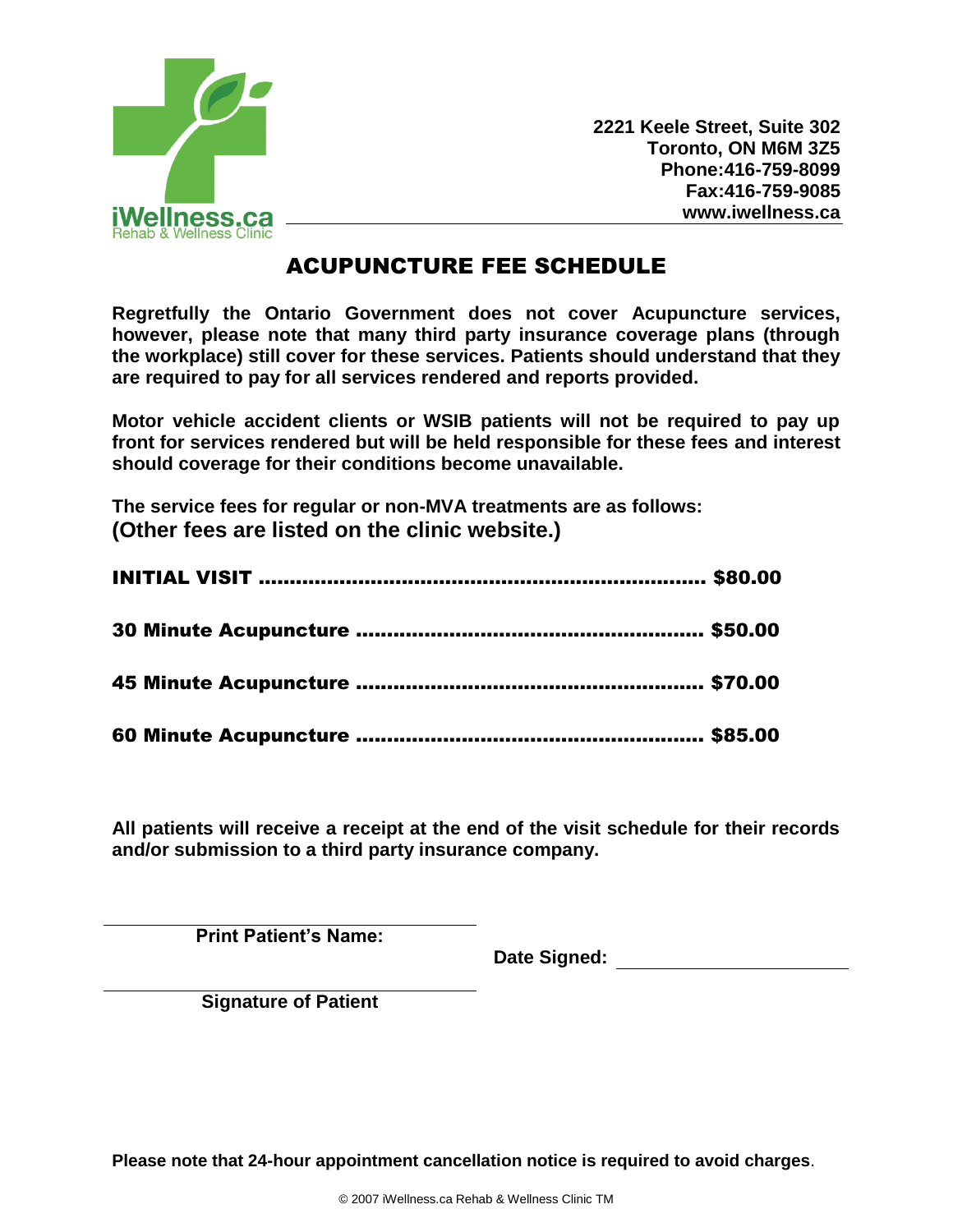iWellness.ca
Rehab & Wellness Clinic

**2221 Keele Street, Suite 302**
**Toronto, ON M6M 3Z5**
**Phone:416-759-8099**
**Fax:416-759-9085**
**www.iwellness.ca**

# ACUPUNCTURE FEE SCHEDULE

**Regretfully the Ontario Government does not cover Acupuncture services, however, please note that many third party insurance coverage plans (through the workplace) still cover for these services. Patients should understand that they are required to pay for all services rendered and reports provided.**

**Motor vehicle accident clients or WSIB patients will not be required to pay up front for services rendered but will be held responsible for these fees and interest should coverage for their conditions become unavailable.**

**The service fees for regular or non-MVA treatments are as follows:**
**(Other fees are listed on the clinic website.)**

**INITIAL VISIT ....................................................................... $80.00**

**30 Minute Acupuncture ....................................................... $50.00**

**45 Minute Acupuncture ....................................................... $70.00**

**60 Minute Acupuncture ....................................................... $85.00**

**All patients will receive a receipt at the end of the visit schedule for their records and/or submission to a third party insurance company.**

______________________________
**Print Patient's Name:**

**Date Signed:** ______________________

______________________________
**Signature of Patient**

**Please note that 24-hour appointment cancellation notice is required to avoid charges**.

© 2007 iWellness.ca Rehab & Wellness Clinic TM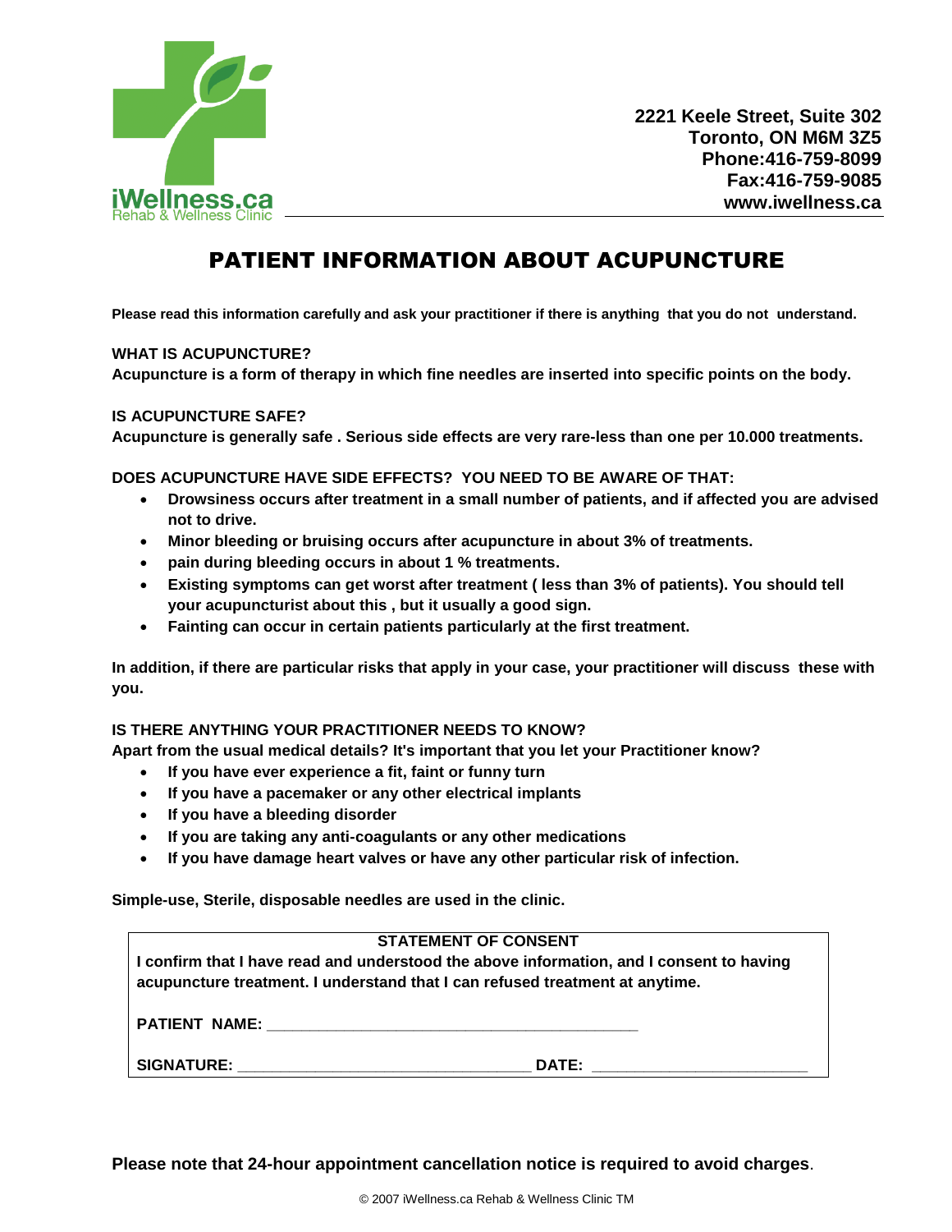iWellness.ca
Rehab & Wellness Clinic

**2221 Keele Street, Suite 302**
**Toronto, ON M6M 3Z5**
**Phone:416-759-8099**
**Fax:416-759-9085**
**www.iwellness.ca**

# PATIENT INFORMATION ABOUT ACUPUNCTURE

**Please read this information carefully and ask your practitioner if there is anything that you do not understand.**

**WHAT IS ACUPUNCTURE?**
**Acupuncture is a form of therapy in which fine needles are inserted into specific points on the body.**

**IS ACUPUNCTURE SAFE?**
**Acupuncture is generally safe . Serious side effects are very rare-less than one per 10.000 treatments.**

**DOES ACUPUNCTURE HAVE SIDE EFFECTS? YOU NEED TO BE AWARE OF THAT:**

- **Drowsiness occurs after treatment in a small number of patients, and if affected you are advised not to drive.**
- **Minor bleeding or bruising occurs after acupuncture in about 3% of treatments.**
- **pain during bleeding occurs in about 1 % treatments.**
- **Existing symptoms can get worst after treatment ( less than 3% of patients). You should tell your acupuncturist about this , but it usually a good sign.**
- **Fainting can occur in certain patients particularly at the first treatment.**

**In addition, if there are particular risks that apply in your case, your practitioner will discuss these with you.**

**IS THERE ANYTHING YOUR PRACTITIONER NEEDS TO KNOW?**
**Apart from the usual medical details? It's important that you let your Practitioner know?**

- **If you have ever experience a fit, faint or funny turn**
- **If you have a pacemaker or any other electrical implants**
- **If you have a bleeding disorder**
- **If you are taking any anti-coagulants or any other medications**
- **If you have damage heart valves or have any other particular risk of infection.**

**Simple-use, Sterile, disposable needles are used in the clinic.**

**STATEMENT OF CONSENT**

**I confirm that I have read and understood the above information, and I consent to having acupuncture treatment. I understand that I can refused treatment at anytime.**

**PATIENT NAME:** ___________________________________________

**SIGNATURE:** _________________________________ **DATE:** ________________________

**Please note that 24-hour appointment cancellation notice is required to avoid charges**.

© 2007 iWellness.ca Rehab & Wellness Clinic TM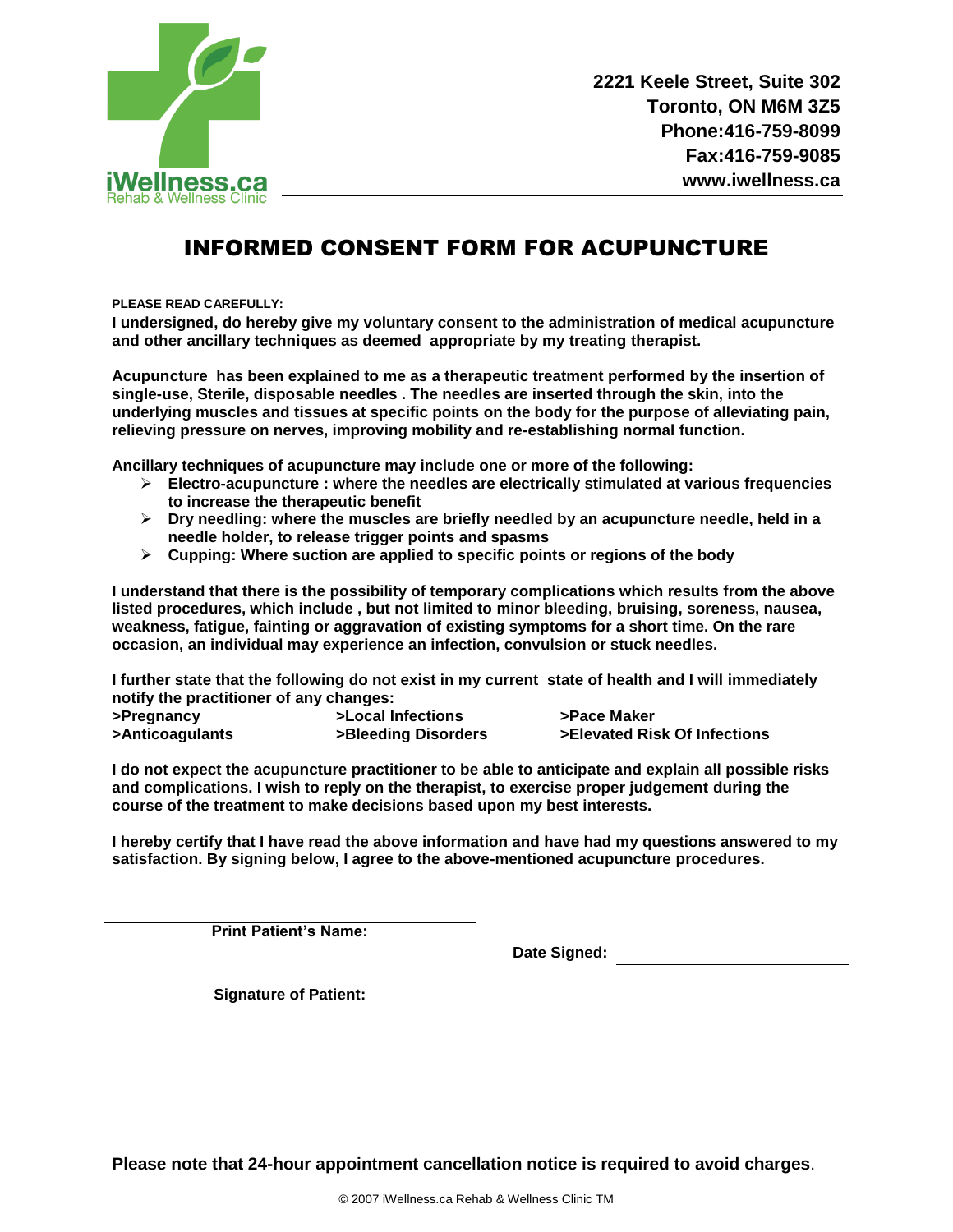2221 Keele Street, Suite 302
Toronto, ON M6M 3Z5
Phone:416-759-8099
Fax:416-759-9085
www.iwellness.ca

# INFORMED CONSENT FORM FOR ACUPUNCTURE

**PLEASE READ CAREFULLY:**

**I undersigned, do hereby give my voluntary consent to the administration of medical acupuncture and other ancillary techniques as deemed appropriate by my treating therapist.**

**Acupuncture has been explained to me as a therapeutic treatment performed by the insertion of single-use, Sterile, disposable needles . The needles are inserted through the skin, into the underlying muscles and tissues at specific points on the body for the purpose of alleviating pain, relieving pressure on nerves, improving mobility and re-establishing normal function.**

**Ancillary techniques of acupuncture may include one or more of the following:**

- **Electro-acupuncture : where the needles are electrically stimulated at various frequencies to increase the therapeutic benefit**
- **Dry needling: where the muscles are briefly needled by an acupuncture needle, held in a needle holder, to release trigger points and spasms**
- **Cupping: Where suction are applied to specific points or regions of the body**

**I understand that there is the possibility of temporary complications which results from the above listed procedures, which include , but not limited to minor bleeding, bruising, soreness, nausea, weakness, fatigue, fainting or aggravation of existing symptoms for a short time. On the rare occasion, an individual may experience an infection, convulsion or stuck needles.**

**I further state that the following do not exist in my current state of health and I will immediately notify the practitioner of any changes:**

| | | |
|---|---|---|
| **>Pregnancy** | **>Local Infections** | **>Pace Maker** |
| **>Anticoagulants** | **>Bleeding Disorders** | **>Elevated Risk Of Infections** |

**I do not expect the acupuncture practitioner to be able to anticipate and explain all possible risks and complications. I wish to reply on the therapist, to exercise proper judgement during the course of the treatment to make decisions based upon my best interests.**

**I hereby certify that I have read the above information and have had my questions answered to my satisfaction. By signing below, I agree to the above-mentioned acupuncture procedures.**

**Print Patient's Name:** ______________________

**Date Signed:** ______________________

**Signature of Patient:** ______________________

**Please note that 24-hour appointment cancellation notice is required to avoid charges**.

© 2007 iWellness.ca Rehab & Wellness Clinic TM